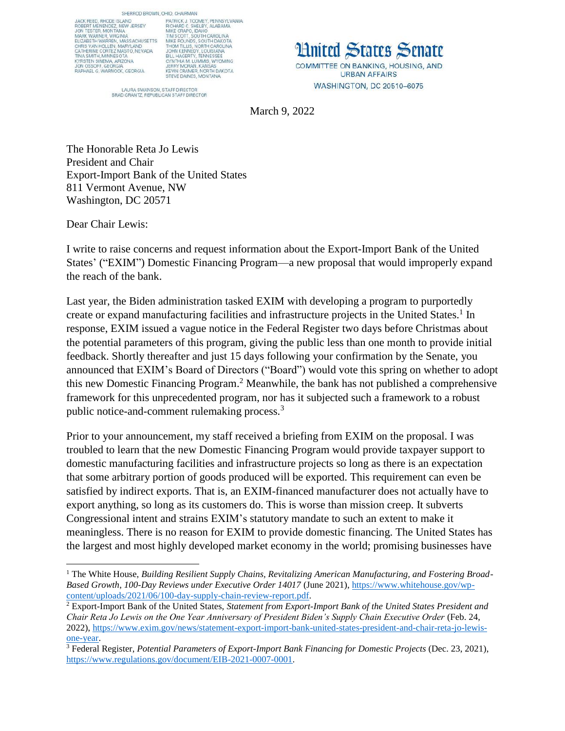SHERROD BROWN, OHIO, CHAIRMAN

JACK REED, RHODE ISLAND
ROBERT MENENDEZ, NEW JERSEY
JON TESTER, MONTANA
MARK WARNER, VIRGINIA
ELIZABETH WARREN, MASSACHUSETTS
CHRIS VAN HOLLEN, MARYLAND
CATHERINE CORTEZ MASTO, NEVADA
TINA SMITH, MINNESOTA
KYRSTEN SINEMA, ARIZONA
JON OSSOFF, GEORGIA
RAPHAEL G. WARNOCK, GEORGIA

PATRICK J. TOOMEY, PENNSYLVANIA
RICHARD C. SHELBY, ALABAMA
MIKE CRAPO, IDAHO
TIM SCOTT, SOUTH CAROLINA
MIKE ROUNDS, SOUTH DAKOTA
THOM TILLIS, NORTH CAROLINA
JOHN KENNEDY, LOUISIANA
BILL HAGERTY, TENNESSEE
CYNTHIA M. LUMMIS, WYOMING
JERRY MORAN, KANSAS
KEVIN CRAMER, NORTH DAKOTA
STEVE DAINES, MONTANA

LAURA SWANSON, STAFF DIRECTOR
BRAD GRANTZ, REPUBLICAN STAFF DIRECTOR

# United States Senate

COMMITTEE ON BANKING, HOUSING, AND URBAN AFFAIRS
WASHINGTON, DC 20510–6075

March 9, 2022

The Honorable Reta Jo Lewis
President and Chair
Export-Import Bank of the United States
811 Vermont Avenue, NW
Washington, DC 20571

Dear Chair Lewis:

I write to raise concerns and request information about the Export-Import Bank of the United States' ("EXIM") Domestic Financing Program—a new proposal that would improperly expand the reach of the bank.

Last year, the Biden administration tasked EXIM with developing a program to purportedly create or expand manufacturing facilities and infrastructure projects in the United States.[1] In response, EXIM issued a vague notice in the Federal Register two days before Christmas about the potential parameters of this program, giving the public less than one month to provide initial feedback. Shortly thereafter and just 15 days following your confirmation by the Senate, you announced that EXIM's Board of Directors ("Board") would vote this spring on whether to adopt this new Domestic Financing Program.[2] Meanwhile, the bank has not published a comprehensive framework for this unprecedented program, nor has it subjected such a framework to a robust public notice-and-comment rulemaking process.[3]

Prior to your announcement, my staff received a briefing from EXIM on the proposal. I was troubled to learn that the new Domestic Financing Program would provide taxpayer support to domestic manufacturing facilities and infrastructure projects so long as there is an expectation that some arbitrary portion of goods produced will be exported. This requirement can even be satisfied by indirect exports. That is, an EXIM-financed manufacturer does not actually have to export anything, so long as its customers do. This is worse than mission creep. It subverts Congressional intent and strains EXIM's statutory mandate to such an extent to make it meaningless. There is no reason for EXIM to provide domestic financing. The United States has the largest and most highly developed market economy in the world; promising businesses have

---

[1] The White House, *Building Resilient Supply Chains, Revitalizing American Manufacturing, and Fostering Broad-Based Growth*, *100-Day Reviews under Executive Order 14017* (June 2021), https://www.whitehouse.gov/wp-content/uploads/2021/06/100-day-supply-chain-review-report.pdf.

[2] Export-Import Bank of the United States, *Statement from Export-Import Bank of the United States President and Chair Reta Jo Lewis on the One Year Anniversary of President Biden's Supply Chain Executive Order* (Feb. 24, 2022), https://www.exim.gov/news/statement-export-import-bank-united-states-president-and-chair-reta-jo-lewis-one-year.

[3] Federal Register, *Potential Parameters of Export-Import Bank Financing for Domestic Projects* (Dec. 23, 2021), https://www.regulations.gov/document/EIB-2021-0007-0001.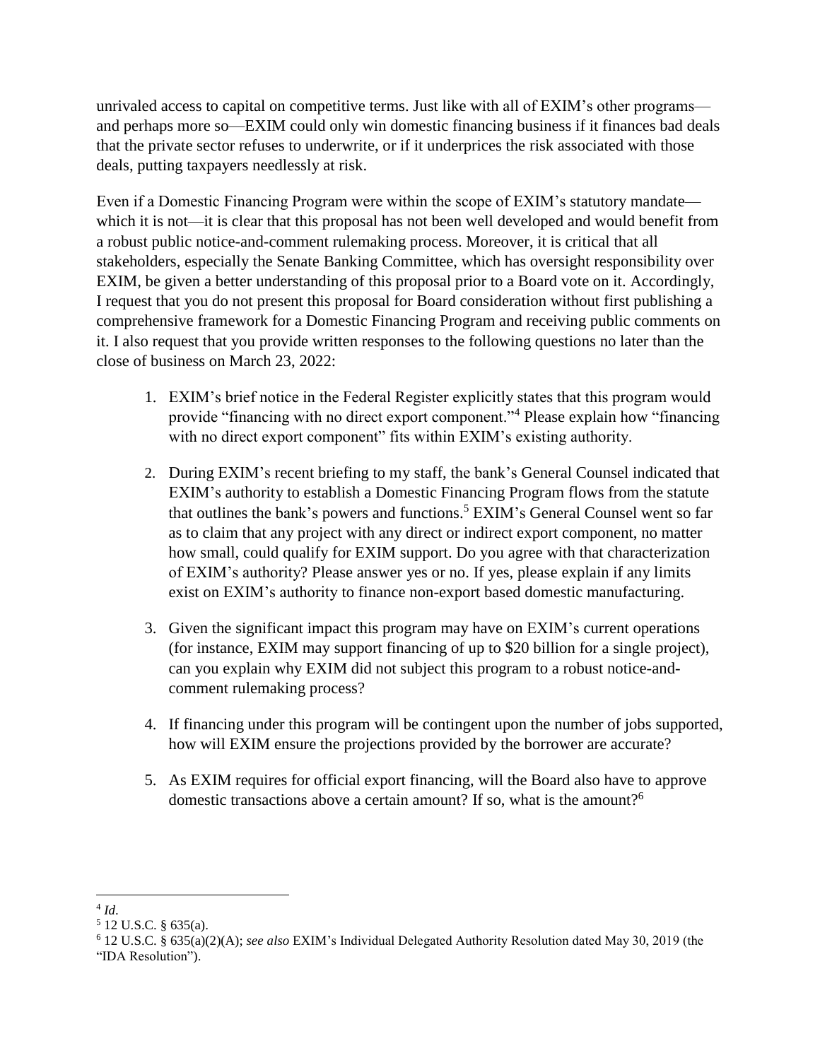unrivaled access to capital on competitive terms. Just like with all of EXIM's other programs—and perhaps more so—EXIM could only win domestic financing business if it finances bad deals that the private sector refuses to underwrite, or if it underprices the risk associated with those deals, putting taxpayers needlessly at risk.

Even if a Domestic Financing Program were within the scope of EXIM's statutory mandate—which it is not—it is clear that this proposal has not been well developed and would benefit from a robust public notice-and-comment rulemaking process. Moreover, it is critical that all stakeholders, especially the Senate Banking Committee, which has oversight responsibility over EXIM, be given a better understanding of this proposal prior to a Board vote on it. Accordingly, I request that you do not present this proposal for Board consideration without first publishing a comprehensive framework for a Domestic Financing Program and receiving public comments on it. I also request that you provide written responses to the following questions no later than the close of business on March 23, 2022:

1. EXIM's brief notice in the Federal Register explicitly states that this program would provide "financing with no direct export component."[4] Please explain how "financing with no direct export component" fits within EXIM's existing authority.

2. During EXIM's recent briefing to my staff, the bank's General Counsel indicated that EXIM's authority to establish a Domestic Financing Program flows from the statute that outlines the bank's powers and functions.[5] EXIM's General Counsel went so far as to claim that any project with any direct or indirect export component, no matter how small, could qualify for EXIM support. Do you agree with that characterization of EXIM's authority? Please answer yes or no. If yes, please explain if any limits exist on EXIM's authority to finance non-export based domestic manufacturing.

3. Given the significant impact this program may have on EXIM's current operations (for instance, EXIM may support financing of up to $20 billion for a single project), can you explain why EXIM did not subject this program to a robust notice-and-comment rulemaking process?

4. If financing under this program will be contingent upon the number of jobs supported, how will EXIM ensure the projections provided by the borrower are accurate?

5. As EXIM requires for official export financing, will the Board also have to approve domestic transactions above a certain amount? If so, what is the amount?[6]

---

[4] *Id*.

[5] 12 U.S.C. § 635(a).

[6] 12 U.S.C. § 635(a)(2)(A); *see also* EXIM's Individual Delegated Authority Resolution dated May 30, 2019 (the "IDA Resolution").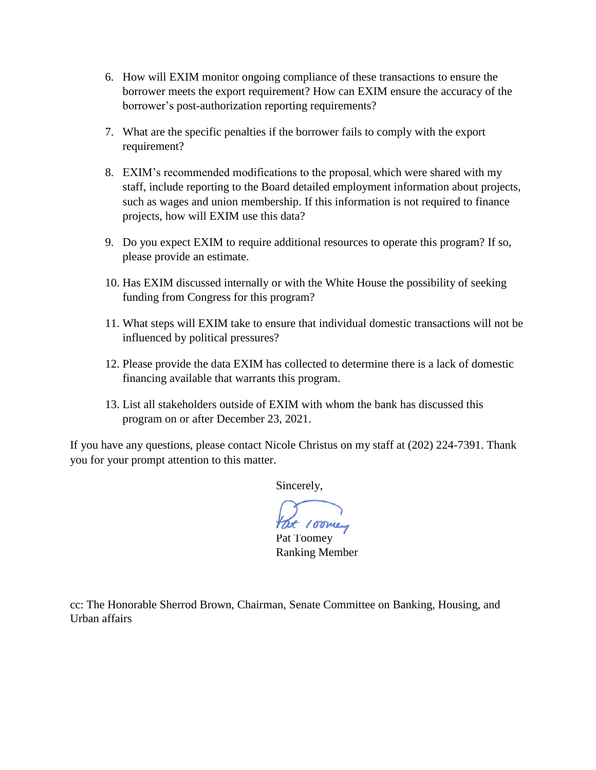6. How will EXIM monitor ongoing compliance of these transactions to ensure the borrower meets the export requirement? How can EXIM ensure the accuracy of the borrower's post-authorization reporting requirements?

7. What are the specific penalties if the borrower fails to comply with the export requirement?

8. EXIM's recommended modifications to the proposal, which were shared with my staff, include reporting to the Board detailed employment information about projects, such as wages and union membership. If this information is not required to finance projects, how will EXIM use this data?

9. Do you expect EXIM to require additional resources to operate this program? If so, please provide an estimate.

10. Has EXIM discussed internally or with the White House the possibility of seeking funding from Congress for this program?

11. What steps will EXIM take to ensure that individual domestic transactions will not be influenced by political pressures?

12. Please provide the data EXIM has collected to determine there is a lack of domestic financing available that warrants this program.

13. List all stakeholders outside of EXIM with whom the bank has discussed this program on or after December 23, 2021.

If you have any questions, please contact Nicole Christus on my staff at (202) 224-7391. Thank you for your prompt attention to this matter.

Sincerely,

Pat Toomey
Ranking Member

cc: The Honorable Sherrod Brown, Chairman, Senate Committee on Banking, Housing, and Urban affairs